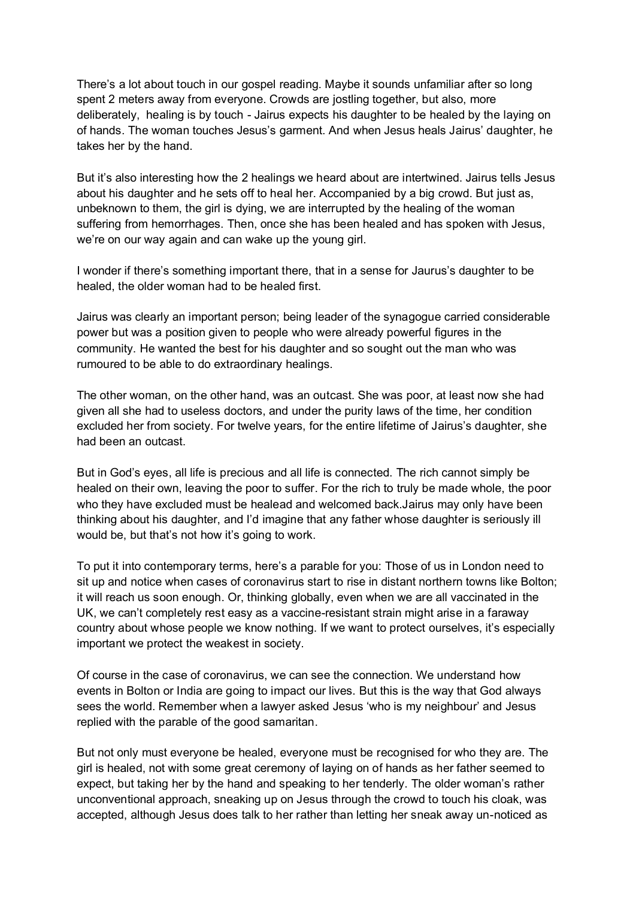There's a lot about touch in our gospel reading. Maybe it sounds unfamiliar after so long spent 2 meters away from everyone. Crowds are jostling together, but also, more deliberately, healing is by touch - Jairus expects his daughter to be healed by the laying on of hands. The woman touches Jesus's garment. And when Jesus heals Jairus' daughter, he takes her by the hand.

But it's also interesting how the 2 healings we heard about are intertwined. Jairus tells Jesus about his daughter and he sets off to heal her. Accompanied by a big crowd. But just as, unbeknown to them, the girl is dying, we are interrupted by the healing of the woman suffering from hemorrhages. Then, once she has been healed and has spoken with Jesus, we're on our way again and can wake up the young girl.

I wonder if there's something important there, that in a sense for Jaurus's daughter to be healed, the older woman had to be healed first.

Jairus was clearly an important person; being leader of the synagogue carried considerable power but was a position given to people who were already powerful figures in the community. He wanted the best for his daughter and so sought out the man who was rumoured to be able to do extraordinary healings.

The other woman, on the other hand, was an outcast. She was poor, at least now she had given all she had to useless doctors, and under the purity laws of the time, her condition excluded her from society. For twelve years, for the entire lifetime of Jairus's daughter, she had been an outcast.

But in God's eyes, all life is precious and all life is connected. The rich cannot simply be healed on their own, leaving the poor to suffer. For the rich to truly be made whole, the poor who they have excluded must be healead and welcomed back.Jairus may only have been thinking about his daughter, and I'd imagine that any father whose daughter is seriously ill would be, but that's not how it's going to work.

To put it into contemporary terms, here's a parable for you: Those of us in London need to sit up and notice when cases of coronavirus start to rise in distant northern towns like Bolton; it will reach us soon enough. Or, thinking globally, even when we are all vaccinated in the UK, we can't completely rest easy as a vaccine-resistant strain might arise in a faraway country about whose people we know nothing. If we want to protect ourselves, it's especially important we protect the weakest in society.

Of course in the case of coronavirus, we can see the connection. We understand how events in Bolton or India are going to impact our lives. But this is the way that God always sees the world. Remember when a lawyer asked Jesus 'who is my neighbour' and Jesus replied with the parable of the good samaritan.

But not only must everyone be healed, everyone must be recognised for who they are. The girl is healed, not with some great ceremony of laying on of hands as her father seemed to expect, but taking her by the hand and speaking to her tenderly. The older woman's rather unconventional approach, sneaking up on Jesus through the crowd to touch his cloak, was accepted, although Jesus does talk to her rather than letting her sneak away un-noticed as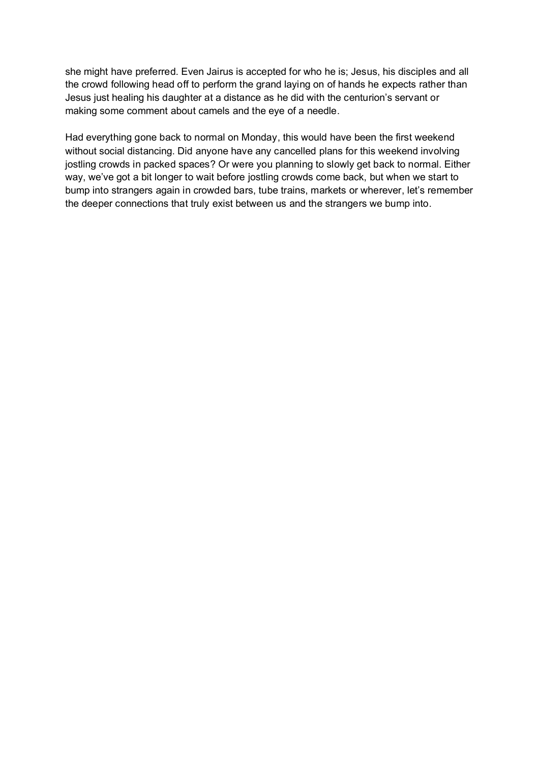she might have preferred. Even Jairus is accepted for who he is; Jesus, his disciples and all the crowd following head off to perform the grand laying on of hands he expects rather than Jesus just healing his daughter at a distance as he did with the centurion's servant or making some comment about camels and the eye of a needle.

Had everything gone back to normal on Monday, this would have been the first weekend without social distancing. Did anyone have any cancelled plans for this weekend involving jostling crowds in packed spaces? Or were you planning to slowly get back to normal. Either way, we've got a bit longer to wait before jostling crowds come back, but when we start to bump into strangers again in crowded bars, tube trains, markets or wherever, let's remember the deeper connections that truly exist between us and the strangers we bump into.